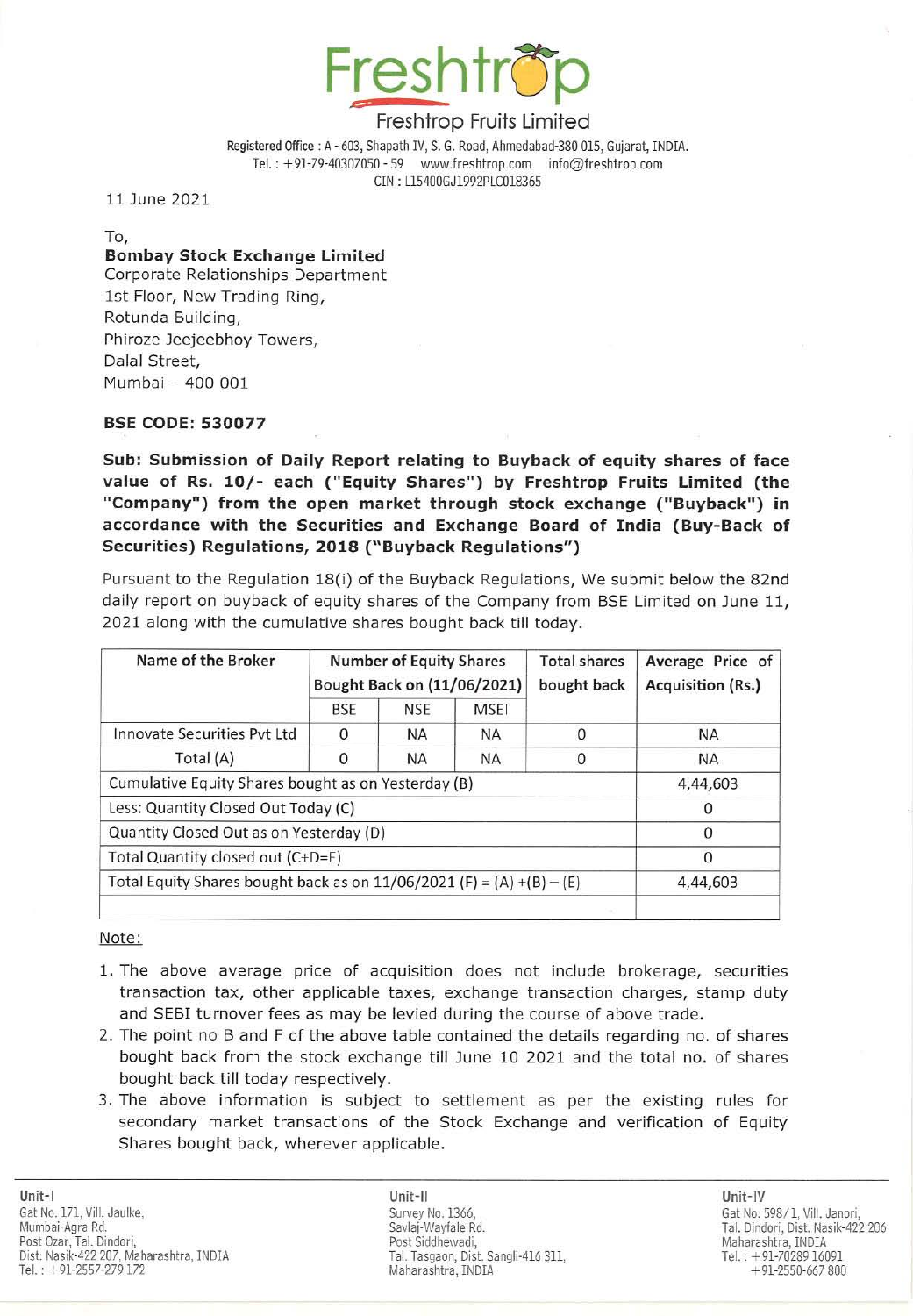# Freshtrop

## Freshtrop Fruits Limited

Registered Office : A - 603, Shapath IV, S. G. Road, Ahmedabad-380 015, Gujarat, INDIA.
Tel. : +91-79-40307050 - 59 www.freshtrop.com info@freshtrop.com
CIN : L15400GJ1992PLC018365

11 June 2021

To,
**Bombay Stock Exchange Limited**
Corporate Relationships Department
1st Floor, New Trading Ring,
Rotunda Building,
Phiroze Jeejeebhoy Towers,
Dalal Street,
Mumbai – 400 001

**BSE CODE: 530077**

**Sub: Submission of Daily Report relating to Buyback of equity shares of face value of Rs. 10/- each ("Equity Shares") by Freshtrop Fruits Limited (the "Company") from the open market through stock exchange ("Buyback") in accordance with the Securities and Exchange Board of India (Buy-Back of Securities) Regulations, 2018 ("Buyback Regulations")**

Pursuant to the Regulation 18(i) of the Buyback Regulations, We submit below the 82nd daily report on buyback of equity shares of the Company from BSE Limited on June 11, 2021 along with the cumulative shares bought back till today.

| Name of the Broker | Number of Equity Shares Bought Back on (11/06/2021) | | | Total shares bought back | Average Price of Acquisition (Rs.) |
|---|---|---|---|---|---|
| | BSE | NSE | MSEI | | |
| Innovate Securities Pvt Ltd | 0 | NA | NA | 0 | NA |
| Total (A) | 0 | NA | NA | 0 | NA |
| Cumulative Equity Shares bought as on Yesterday (B) | | | | | 4,44,603 |
| Less: Quantity Closed Out Today (C) | | | | | 0 |
| Quantity Closed Out as on Yesterday (D) | | | | | 0 |
| Total Quantity closed out (C+D=E) | | | | | 0 |
| Total Equity Shares bought back as on 11/06/2021 (F) = (A) +(B) – (E) | | | | | 4,44,603 |
| | | | | | |

Note:

1. The above average price of acquisition does not include brokerage, securities transaction tax, other applicable taxes, exchange transaction charges, stamp duty and SEBI turnover fees as may be levied during the course of above trade.
2. The point no B and F of the above table contained the details regarding no. of shares bought back from the stock exchange till June 10 2021 and the total no. of shares bought back till today respectively.
3. The above information is subject to settlement as per the existing rules for secondary market transactions of the Stock Exchange and verification of Equity Shares bought back, wherever applicable.

Unit-I
Gat No. 171, Vill. Jaulke,
Mumbai-Agra Rd.
Post Ozar, Tal. Dindori,
Dist. Nasik-422 207, Maharashtra, INDIA
Tel. : +91-2557-279 172

Unit-II
Survey No. 1366,
Savlaj-Wayfale Rd.
Post Siddhewadi,
Tal. Tasgaon, Dist. Sangli-416 311,
Maharashtra, INDIA

Unit-IV
Gat No. 598/1, Vill. Janori,
Tal. Dindori, Dist. Nasik-422 206
Maharashtra, INDIA
Tel. : +91-70289 16091
+91-2550-667 800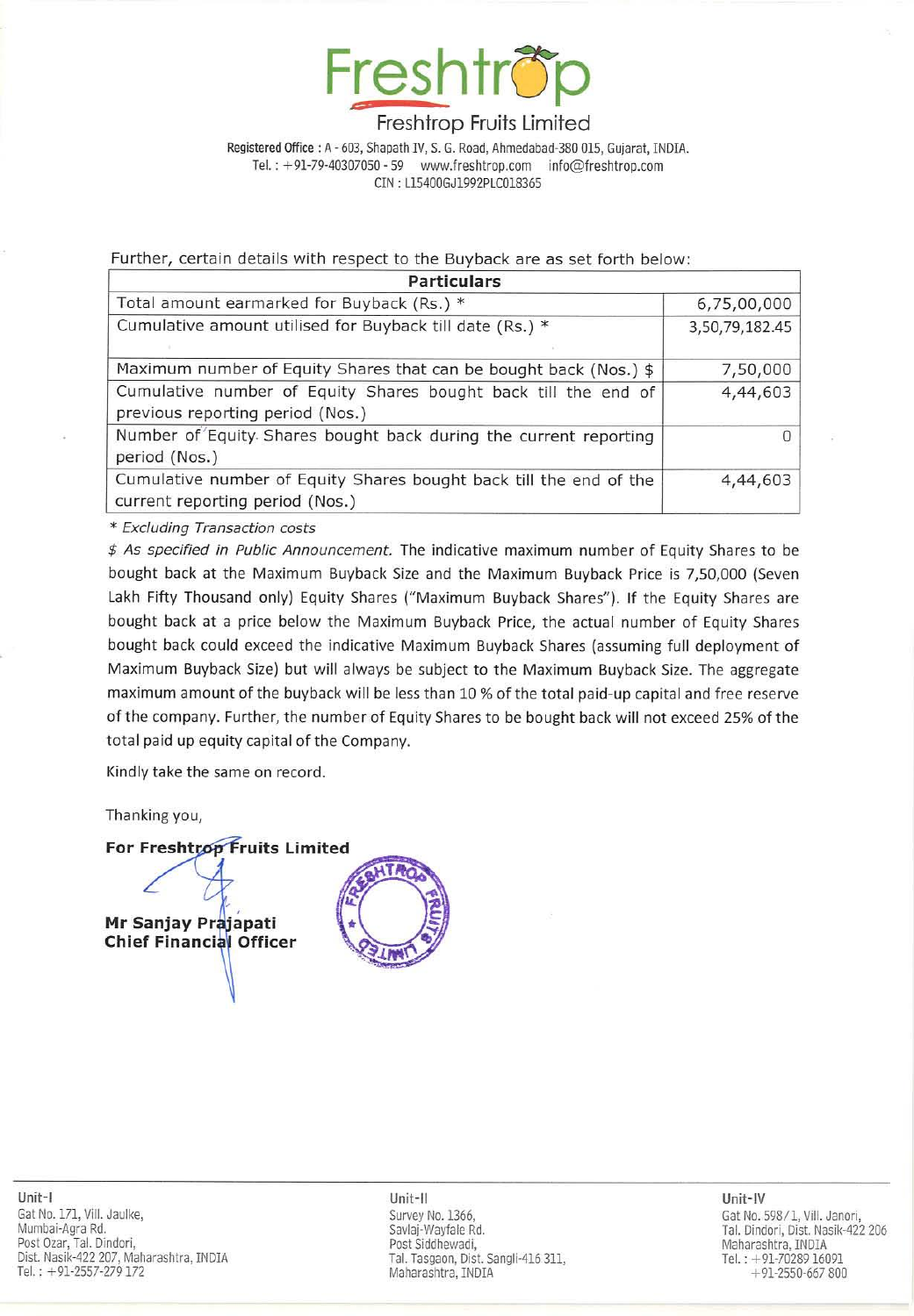# Freshtrop

Freshtrop Fruits Limited

Registered Office : A - 603, Shapath IV, S. G. Road, Ahmedabad-380 015, Gujarat, INDIA.
Tel. : +91-79-40307050 - 59 www.freshtrop.com info@freshtrop.com
CIN : L15400GJ1992PLC018365

Further, certain details with respect to the Buyback are as set forth below:

| Particulars | |
|---|---|
| Total amount earmarked for Buyback (Rs.) * | 6,75,00,000 |
| Cumulative amount utilised for Buyback till date (Rs.) * | 3,50,79,182.45 |
| Maximum number of Equity Shares that can be bought back (Nos.) $ | 7,50,000 |
| Cumulative number of Equity Shares bought back till the end of previous reporting period (Nos.) | 4,44,603 |
| Number of Equity Shares bought back during the current reporting period (Nos.) | 0 |
| Cumulative number of Equity Shares bought back till the end of the current reporting period (Nos.) | 4,44,603 |

*\* Excluding Transaction costs*

*$ As specified in Public Announcement.* The indicative maximum number of Equity Shares to be bought back at the Maximum Buyback Size and the Maximum Buyback Price is 7,50,000 (Seven Lakh Fifty Thousand only) Equity Shares ("Maximum Buyback Shares"). If the Equity Shares are bought back at a price below the Maximum Buyback Price, the actual number of Equity Shares bought back could exceed the indicative Maximum Buyback Shares (assuming full deployment of Maximum Buyback Size) but will always be subject to the Maximum Buyback Size. The aggregate maximum amount of the buyback will be less than 10 % of the total paid-up capital and free reserve of the company. Further, the number of Equity Shares to be bought back will not exceed 25% of the total paid up equity capital of the Company.

Kindly take the same on record.

Thanking you,

**For Freshtrop Fruits Limited**

**Mr Sanjay Prajapati**
**Chief Financial Officer**

Unit-I
Gat No. 171, Vill. Jaulke,
Mumbai-Agra Rd.
Post Ozar, Tal. Dindori,
Dist. Nasik-422 207, Maharashtra, INDIA
Tel. : +91-2557-279 172

Unit-II
Survey No. 1366,
Savlaj-Wayfale Rd.
Post Siddhewadi,
Tal. Tasgaon, Dist. Sangli-416 311,
Maharashtra, INDIA

Unit-IV
Gat No. 598/1, Vill. Janori,
Tal. Dindori, Dist. Nasik-422 206
Maharashtra, INDIA
Tel. : +91-70289 16091
+91-2550-667 800